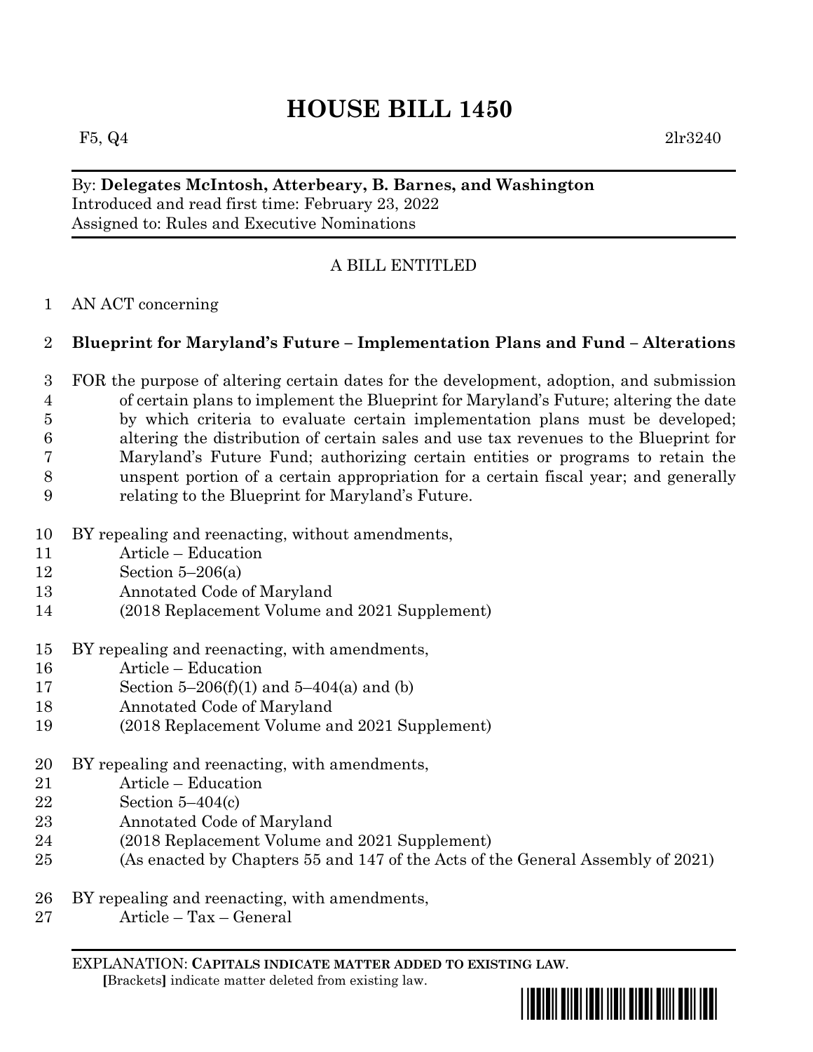# HOUSE BILL 1450

F5, Q4 2lr3240

---

By: **Delegates McIntosh, Atterbeary, B. Barnes, and Washington**
Introduced and read first time: February 23, 2022
Assigned to: Rules and Executive Nominations

---

A BILL ENTITLED

1 AN ACT concerning

2 **Blueprint for Maryland's Future – Implementation Plans and Fund – Alterations**

3 FOR the purpose of altering certain dates for the development, adoption, and submission
4 of certain plans to implement the Blueprint for Maryland's Future; altering the date
5 by which criteria to evaluate certain implementation plans must be developed;
6 altering the distribution of certain sales and use tax revenues to the Blueprint for
7 Maryland's Future Fund; authorizing certain entities or programs to retain the
8 unspent portion of a certain appropriation for a certain fiscal year; and generally
9 relating to the Blueprint for Maryland's Future.

10 BY repealing and reenacting, without amendments,
11 Article – Education
12 Section 5–206(a)
13 Annotated Code of Maryland
14 (2018 Replacement Volume and 2021 Supplement)

15 BY repealing and reenacting, with amendments,
16 Article – Education
17 Section 5–206(f)(1) and 5–404(a) and (b)
18 Annotated Code of Maryland
19 (2018 Replacement Volume and 2021 Supplement)

20 BY repealing and reenacting, with amendments,
21 Article – Education
22 Section 5–404(c)
23 Annotated Code of Maryland
24 (2018 Replacement Volume and 2021 Supplement)
25 (As enacted by Chapters 55 and 147 of the Acts of the General Assembly of 2021)

26 BY repealing and reenacting, with amendments,
27 Article – Tax – General

---

EXPLANATION: **CAPITALS INDICATE MATTER ADDED TO EXISTING LAW.**
**[**Brackets**]** indicate matter deleted from existing law.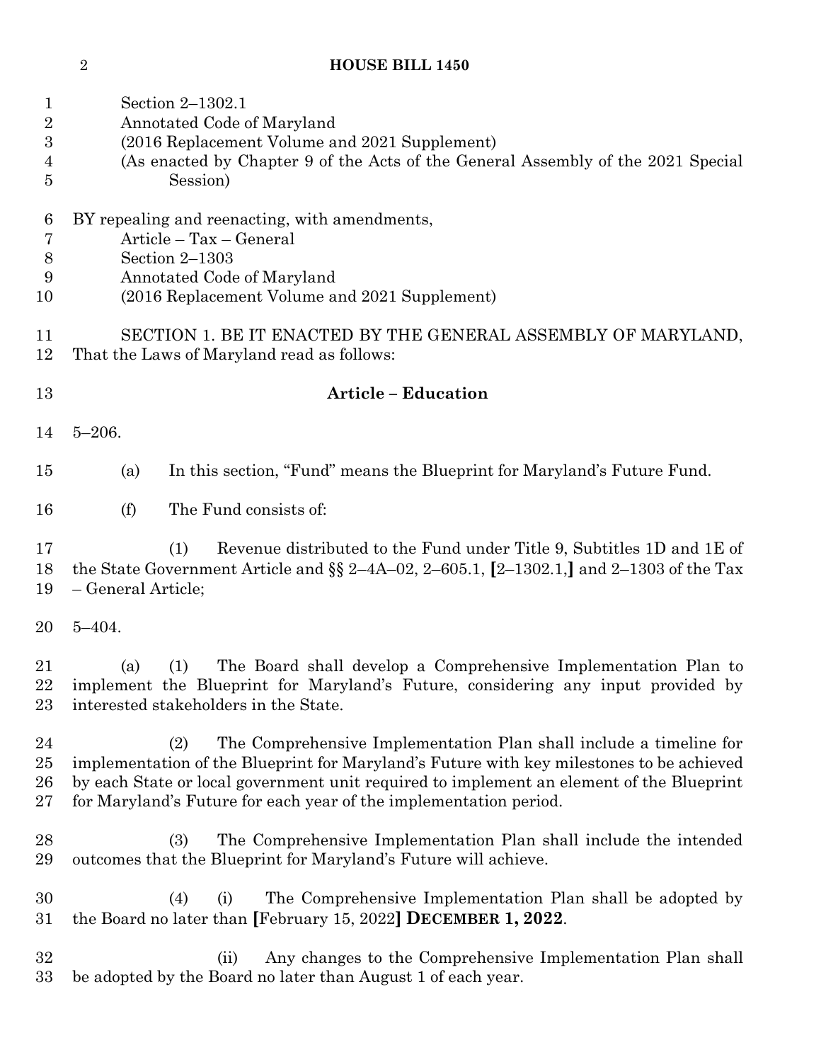Section 2–1302.1
Annotated Code of Maryland
(2016 Replacement Volume and 2021 Supplement)
(As enacted by Chapter 9 of the Acts of the General Assembly of the 2021 Special Session)

BY repealing and reenacting, with amendments,
Article – Tax – General
Section 2–1303
Annotated Code of Maryland
(2016 Replacement Volume and 2021 Supplement)

SECTION 1. BE IT ENACTED BY THE GENERAL ASSEMBLY OF MARYLAND, That the Laws of Maryland read as follows:

**Article – Education**

5–206.

(a) In this section, "Fund" means the Blueprint for Maryland's Future Fund.

(f) The Fund consists of:

(1) Revenue distributed to the Fund under Title 9, Subtitles 1D and 1E of the State Government Article and §§ 2–4A–02, 2–605.1, **[**2–1302.1,**]** and 2–1303 of the Tax – General Article;

5–404.

(a) (1) The Board shall develop a Comprehensive Implementation Plan to implement the Blueprint for Maryland's Future, considering any input provided by interested stakeholders in the State.

(2) The Comprehensive Implementation Plan shall include a timeline for implementation of the Blueprint for Maryland's Future with key milestones to be achieved by each State or local government unit required to implement an element of the Blueprint for Maryland's Future for each year of the implementation period.

(3) The Comprehensive Implementation Plan shall include the intended outcomes that the Blueprint for Maryland's Future will achieve.

(4) (i) The Comprehensive Implementation Plan shall be adopted by the Board no later than **[**February 15, 2022**]** **DECEMBER 1, 2022**.

(ii) Any changes to the Comprehensive Implementation Plan shall be adopted by the Board no later than August 1 of each year.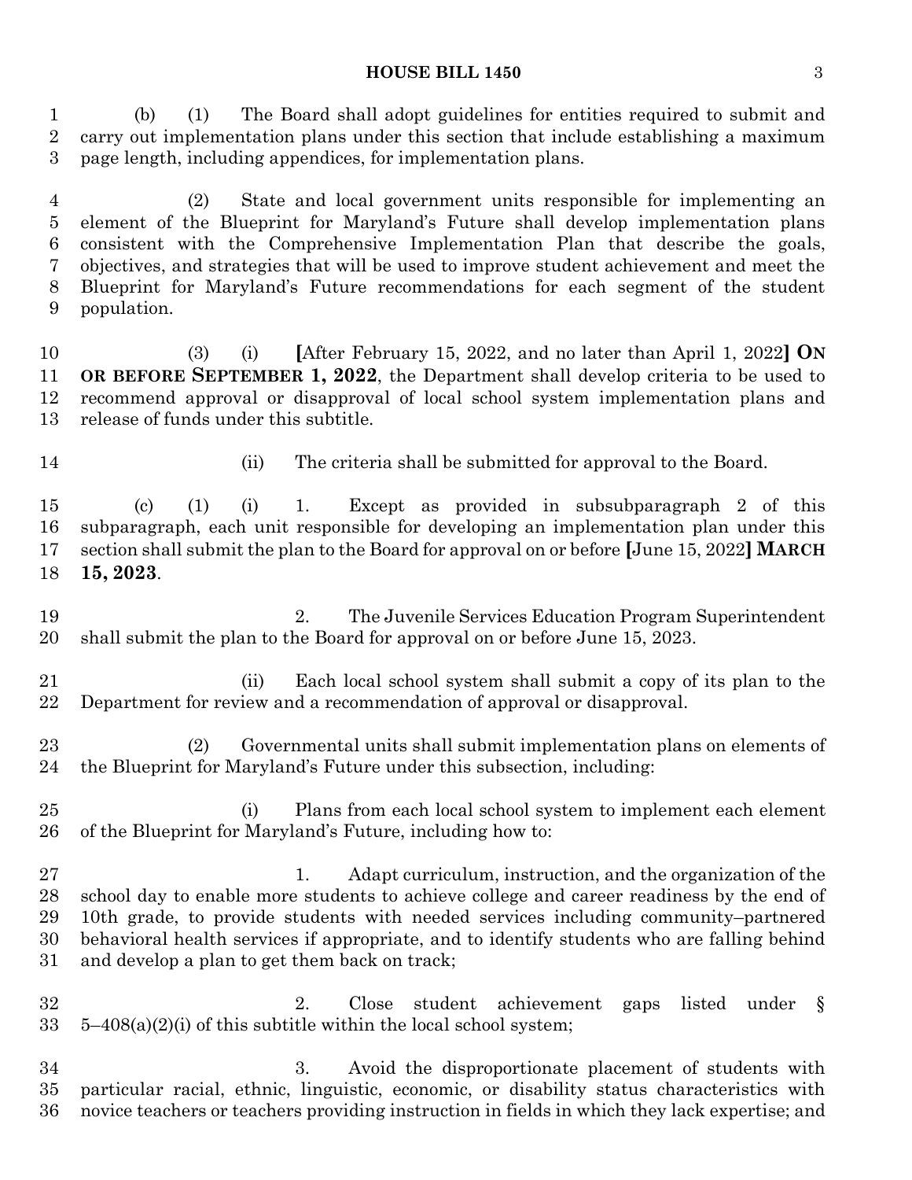(b) (1) The Board shall adopt guidelines for entities required to submit and carry out implementation plans under this section that include establishing a maximum page length, including appendices, for implementation plans.

(2) State and local government units responsible for implementing an element of the Blueprint for Maryland's Future shall develop implementation plans consistent with the Comprehensive Implementation Plan that describe the goals, objectives, and strategies that will be used to improve student achievement and meet the Blueprint for Maryland's Future recommendations for each segment of the student population.

(3) (i) **[**After February 15, 2022, and no later than April 1, 2022**] ON OR BEFORE SEPTEMBER 1, 2022**, the Department shall develop criteria to be used to recommend approval or disapproval of local school system implementation plans and release of funds under this subtitle.

(ii) The criteria shall be submitted for approval to the Board.

(c) (1) (i) 1. Except as provided in subsubparagraph 2 of this subparagraph, each unit responsible for developing an implementation plan under this section shall submit the plan to the Board for approval on or before **[**June 15, 2022**] MARCH 15, 2023**.

2. The Juvenile Services Education Program Superintendent shall submit the plan to the Board for approval on or before June 15, 2023.

(ii) Each local school system shall submit a copy of its plan to the Department for review and a recommendation of approval or disapproval.

(2) Governmental units shall submit implementation plans on elements of the Blueprint for Maryland's Future under this subsection, including:

(i) Plans from each local school system to implement each element of the Blueprint for Maryland's Future, including how to:

1. Adapt curriculum, instruction, and the organization of the school day to enable more students to achieve college and career readiness by the end of 10th grade, to provide students with needed services including community–partnered behavioral health services if appropriate, and to identify students who are falling behind and develop a plan to get them back on track;

2. Close student achievement gaps listed under § 5–408(a)(2)(i) of this subtitle within the local school system;

3. Avoid the disproportionate placement of students with particular racial, ethnic, linguistic, economic, or disability status characteristics with novice teachers or teachers providing instruction in fields in which they lack expertise; and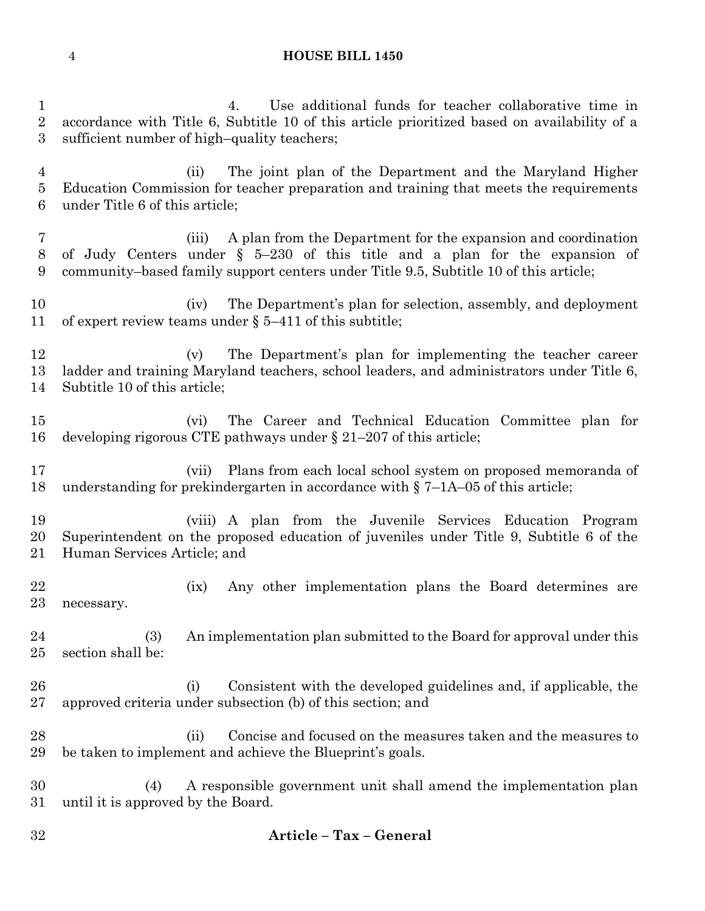4. Use additional funds for teacher collaborative time in accordance with Title 6, Subtitle 10 of this article prioritized based on availability of a sufficient number of high–quality teachers;

(ii) The joint plan of the Department and the Maryland Higher Education Commission for teacher preparation and training that meets the requirements under Title 6 of this article;

(iii) A plan from the Department for the expansion and coordination of Judy Centers under § 5–230 of this title and a plan for the expansion of community–based family support centers under Title 9.5, Subtitle 10 of this article;

(iv) The Department's plan for selection, assembly, and deployment of expert review teams under § 5–411 of this subtitle;

(v) The Department's plan for implementing the teacher career ladder and training Maryland teachers, school leaders, and administrators under Title 6, Subtitle 10 of this article;

(vi) The Career and Technical Education Committee plan for developing rigorous CTE pathways under § 21–207 of this article;

(vii) Plans from each local school system on proposed memoranda of understanding for prekindergarten in accordance with § 7–1A–05 of this article;

(viii) A plan from the Juvenile Services Education Program Superintendent on the proposed education of juveniles under Title 9, Subtitle 6 of the Human Services Article; and

(ix) Any other implementation plans the Board determines are necessary.

(3) An implementation plan submitted to the Board for approval under this section shall be:

(i) Consistent with the developed guidelines and, if applicable, the approved criteria under subsection (b) of this section; and

(ii) Concise and focused on the measures taken and the measures to be taken to implement and achieve the Blueprint's goals.

(4) A responsible government unit shall amend the implementation plan until it is approved by the Board.

**Article – Tax – General**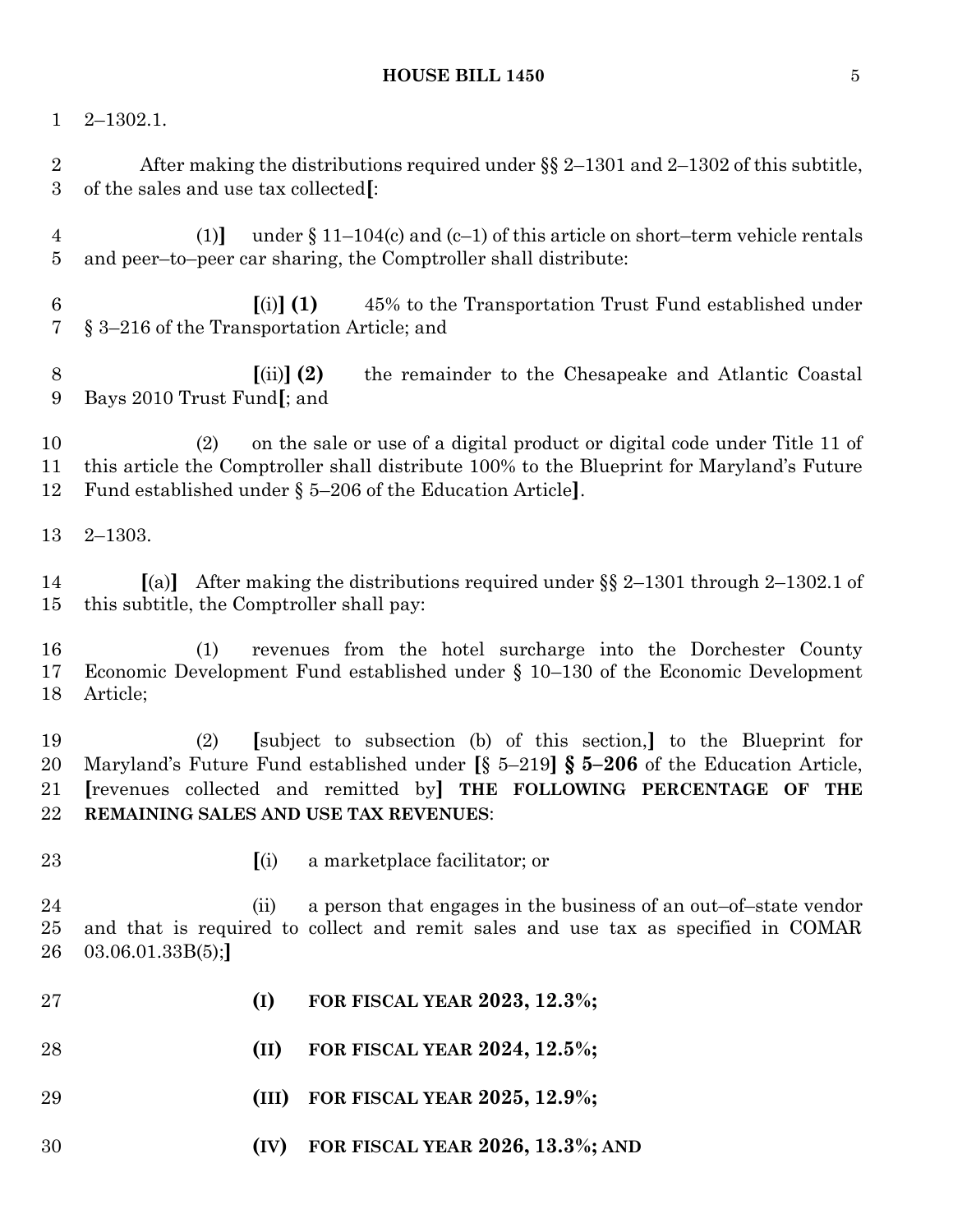2–1302.1.

After making the distributions required under §§ 2–1301 and 2–1302 of this subtitle, of the sales and use tax collected[:

(1)] under § 11–104(c) and (c–1) of this article on short–term vehicle rentals and peer–to–peer car sharing, the Comptroller shall distribute:

[(i)] **(1)** 45% to the Transportation Trust Fund established under § 3–216 of the Transportation Article; and

[(ii)] **(2)** the remainder to the Chesapeake and Atlantic Coastal Bays 2010 Trust Fund[; and

(2) on the sale or use of a digital product or digital code under Title 11 of this article the Comptroller shall distribute 100% to the Blueprint for Maryland's Future Fund established under § 5–206 of the Education Article].

2–1303.

[(a)] After making the distributions required under §§ 2–1301 through 2–1302.1 of this subtitle, the Comptroller shall pay:

(1) revenues from the hotel surcharge into the Dorchester County Economic Development Fund established under § 10–130 of the Economic Development Article;

(2) [subject to subsection (b) of this section,] to the Blueprint for Maryland's Future Fund established under [§ 5–219] **§ 5–206** of the Education Article, [revenues collected and remitted by] **THE FOLLOWING PERCENTAGE OF THE REMAINING SALES AND USE TAX REVENUES**:

[(i) a marketplace facilitator; or

(ii) a person that engages in the business of an out–of–state vendor and that is required to collect and remit sales and use tax as specified in COMAR 03.06.01.33B(5);]

**(I) FOR FISCAL YEAR 2023, 12.3%;**

**(II) FOR FISCAL YEAR 2024, 12.5%;**

**(III) FOR FISCAL YEAR 2025, 12.9%;**

**(IV) FOR FISCAL YEAR 2026, 13.3%; AND**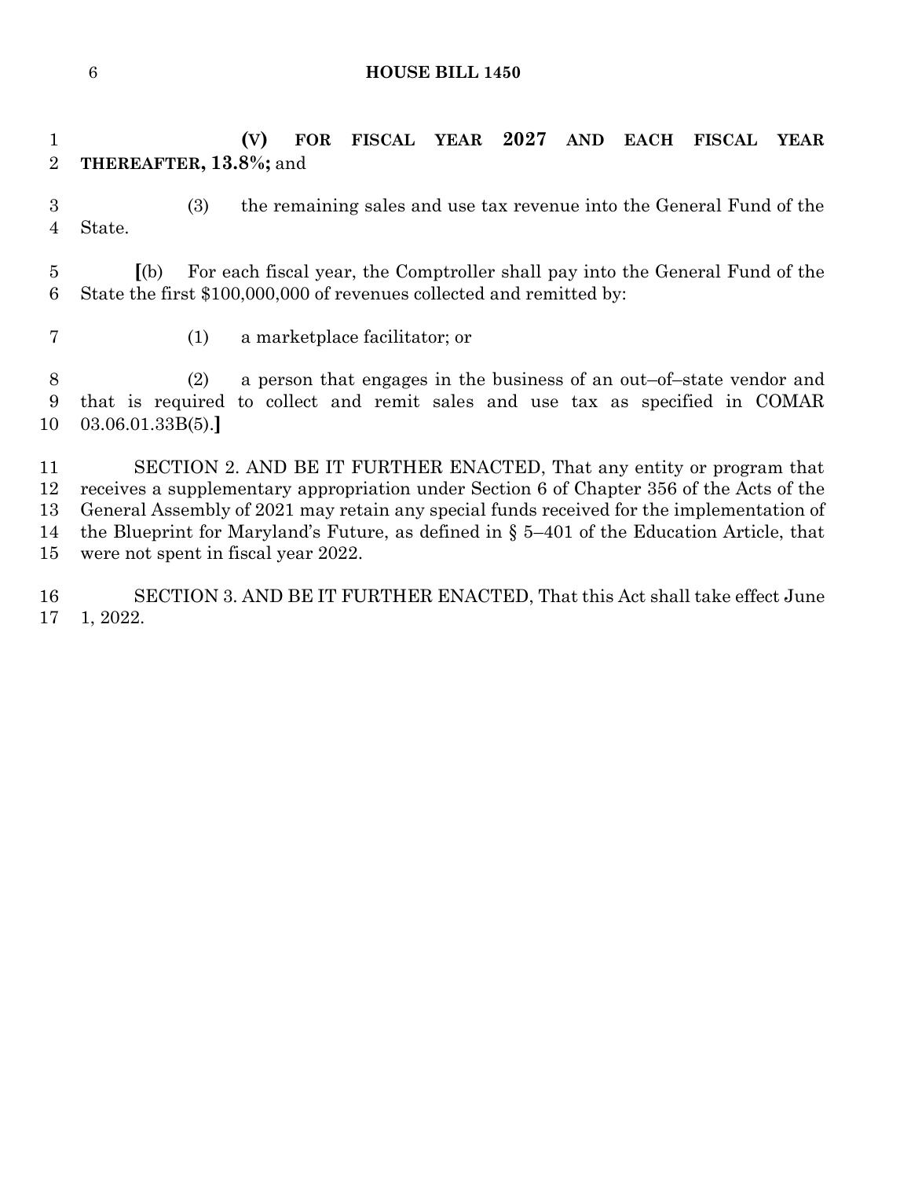**(V) FOR FISCAL YEAR 2027 AND EACH FISCAL YEAR THEREAFTER, 13.8%;** and

(3) the remaining sales and use tax revenue into the General Fund of the State.

[(b) For each fiscal year, the Comptroller shall pay into the General Fund of the State the first $100,000,000 of revenues collected and remitted by:

(1) a marketplace facilitator; or

(2) a person that engages in the business of an out–of–state vendor and that is required to collect and remit sales and use tax as specified in COMAR 03.06.01.33B(5).]

SECTION 2. AND BE IT FURTHER ENACTED, That any entity or program that receives a supplementary appropriation under Section 6 of Chapter 356 of the Acts of the General Assembly of 2021 may retain any special funds received for the implementation of the Blueprint for Maryland's Future, as defined in § 5–401 of the Education Article, that were not spent in fiscal year 2022.

SECTION 3. AND BE IT FURTHER ENACTED, That this Act shall take effect June 1, 2022.